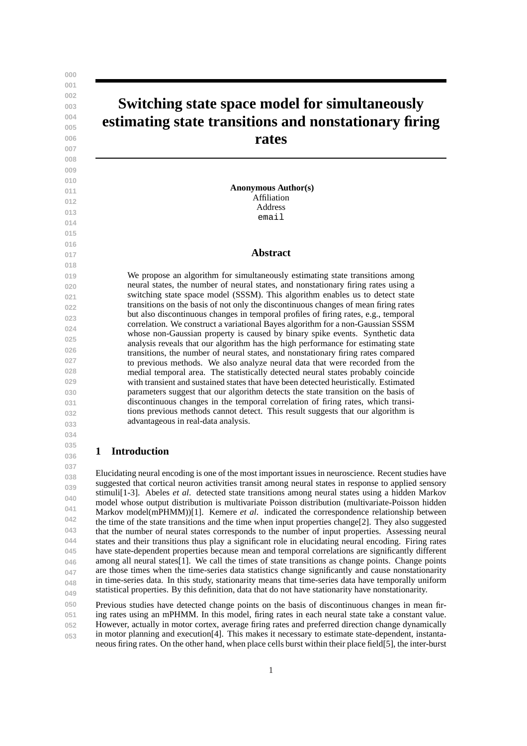# Switching state space model for simultaneously estimating state transitions and nonstationary firing rates

**Anonymous Author(s)**
Affiliation
Address
email

## Abstract

We propose an algorithm for simultaneously estimating state transitions among neural states, the number of neural states, and nonstationary firing rates using a switching state space model (SSSM). This algorithm enables us to detect state transitions on the basis of not only the discontinuous changes of mean firing rates but also discontinuous changes in temporal profiles of firing rates, e.g., temporal correlation. We construct a variational Bayes algorithm for a non-Gaussian SSSM whose non-Gaussian property is caused by binary spike events. Synthetic data analysis reveals that our algorithm has the high performance for estimating state transitions, the number of neural states, and nonstationary firing rates compared to previous methods. We also analyze neural data that were recorded from the medial temporal area. The statistically detected neural states probably coincide with transient and sustained states that have been detected heuristically. Estimated parameters suggest that our algorithm detects the state transition on the basis of discontinuous changes in the temporal correlation of firing rates, which transitions previous methods cannot detect. This result suggests that our algorithm is advantageous in real-data analysis.

## 1 Introduction

Elucidating neural encoding is one of the most important issues in neuroscience. Recent studies have suggested that cortical neuron activities transit among neural states in response to applied sensory stimuli[1-3]. Abeles *et al*. detected state transitions among neural states using a hidden Markov model whose output distribution is multivariate Poisson distribution (multivariate-Poisson hidden Markov model(mPHMM))[1]. Kemere *et al*. indicated the correspondence relationship between the time of the state transitions and the time when input properties change[2]. They also suggested that the number of neural states corresponds to the number of input properties. Assessing neural states and their transitions thus play a significant role in elucidating neural encoding. Firing rates have state-dependent properties because mean and temporal correlations are significantly different among all neural states[1]. We call the times of state transitions as change points. Change points are those times when the time-series data statistics change significantly and cause nonstationarity in time-series data. In this study, stationarity means that time-series data have temporally uniform statistical properties. By this definition, data that do not have stationarity have nonstationarity.

Previous studies have detected change points on the basis of discontinuous changes in mean firing rates using an mPHMM. In this model, firing rates in each neural state take a constant value. However, actually in motor cortex, average firing rates and preferred direction change dynamically in motor planning and execution[4]. This makes it necessary to estimate state-dependent, instantaneous firing rates. On the other hand, when place cells burst within their place field[5], the inter-burst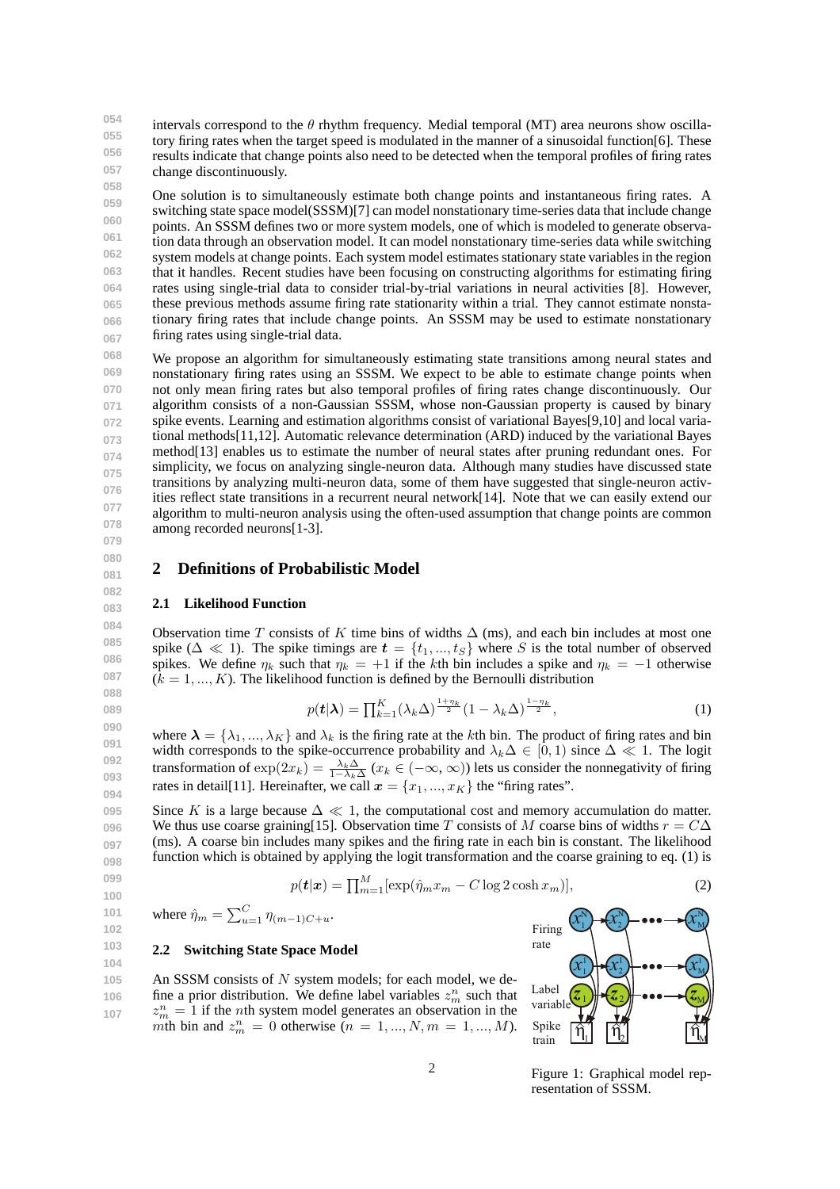intervals correspond to the $\theta$ rhythm frequency. Medial temporal (MT) area neurons show oscillatory firing rates when the target speed is modulated in the manner of a sinusoidal function[6]. These results indicate that change points also need to be detected when the temporal profiles of firing rates change discontinuously.

One solution is to simultaneously estimate both change points and instantaneous firing rates. A switching state space model(SSSM)[7] can model nonstationary time-series data that include change points. An SSSM defines two or more system models, one of which is modeled to generate observation data through an observation model. It can model nonstationary time-series data while switching system models at change points. Each system model estimates stationary state variables in the region that it handles. Recent studies have been focusing on constructing algorithms for estimating firing rates using single-trial data to consider trial-by-trial variations in neural activities [8]. However, these previous methods assume firing rate stationarity within a trial. They cannot estimate nonstationary firing rates that include change points. An SSSM may be used to estimate nonstationary firing rates using single-trial data.

We propose an algorithm for simultaneously estimating state transitions among neural states and nonstationary firing rates using an SSSM. We expect to be able to estimate change points when not only mean firing rates but also temporal profiles of firing rates change discontinuously. Our algorithm consists of a non-Gaussian SSSM, whose non-Gaussian property is caused by binary spike events. Learning and estimation algorithms consist of variational Bayes[9,10] and local variational methods[11,12]. Automatic relevance determination (ARD) induced by the variational Bayes method[13] enables us to estimate the number of neural states after pruning redundant ones. For simplicity, we focus on analyzing single-neuron data. Although many studies have discussed state transitions by analyzing multi-neuron data, some of them have suggested that single-neuron activities reflect state transitions in a recurrent neural network[14]. Note that we can easily extend our algorithm to multi-neuron analysis using the often-used assumption that change points are common among recorded neurons[1-3].

## 2 Definitions of Probabilistic Model

### 2.1 Likelihood Function

Observation time $T$ consists of $K$ time bins of widths $\Delta$ (ms), and each bin includes at most one spike ($\Delta \ll 1$). The spike timings are $\boldsymbol{t} = \{t_1, ..., t_S\}$ where $S$ is the total number of observed spikes. We define $\eta_k$ such that $\eta_k = +1$ if the $k$th bin includes a spike and $\eta_k = -1$ otherwise ($k = 1, ..., K$). The likelihood function is defined by the Bernoulli distribution

$$p(\boldsymbol{t}|\boldsymbol{\lambda}) = \prod_{k=1}^{K} (\lambda_k \Delta)^{\frac{1+\eta_k}{2}} (1 - \lambda_k \Delta)^{\frac{1-\eta_k}{2}}, \tag{1}$$

where $\boldsymbol{\lambda} = \{\lambda_1, ..., \lambda_K\}$ and $\lambda_k$ is the firing rate at the $k$th bin. The product of firing rates and bin width corresponds to the spike-occurrence probability and $\lambda_k \Delta \in [0, 1)$ since $\Delta \ll 1$. The logit transformation of $\exp(2x_k) = \frac{\lambda_k \Delta}{1-\lambda_k \Delta}$ ($x_k \in (-\infty, \infty)$) lets us consider the nonnegativity of firing rates in detail[11]. Hereinafter, we call $\boldsymbol{x} = \{x_1, ..., x_K\}$ the "firing rates".

Since $K$ is a large because $\Delta \ll 1$, the computational cost and memory accumulation do matter. We thus use coarse graining[15]. Observation time $T$ consists of $M$ coarse bins of widths $r = C\Delta$ (ms). A coarse bin includes many spikes and the firing rate in each bin is constant. The likelihood function which is obtained by applying the logit transformation and the coarse graining to eq. (1) is

$$p(\boldsymbol{t}|\boldsymbol{x}) = \prod_{m=1}^{M} [\exp(\hat{\eta}_m x_m - C \log 2 \cosh x_m)], \tag{2}$$

where $\hat{\eta}_m = \sum_{u=1}^{C} \eta_{(m-1)C+u}$.

### 2.2 Switching State Space Model

An SSSM consists of $N$ system models; for each model, we define a prior distribution. We define label variables $z_m^n$ such that $z_m^n = 1$ if the $n$th system model generates an observation in the $m$th bin and $z_m^n = 0$ otherwise ($n = 1, ..., N, m = 1, ..., M$).

Figure 1: Graphical model representation of SSSM.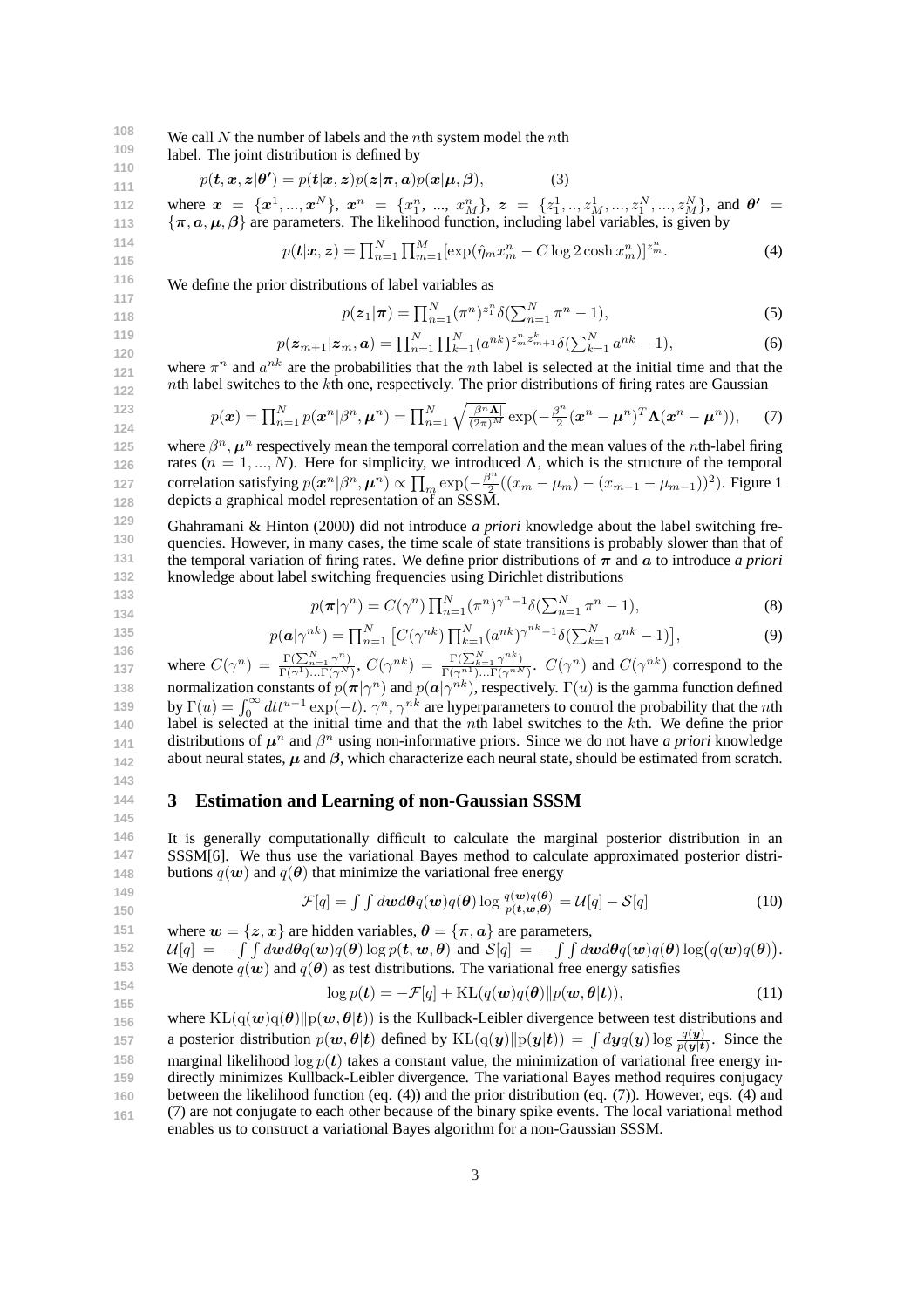We call $N$ the number of labels and the $n$th system model the $n$th label. The joint distribution is defined by

$$p(\boldsymbol{t}, \boldsymbol{x}, \boldsymbol{z}|\boldsymbol{\theta'}) = p(\boldsymbol{t}|\boldsymbol{x}, \boldsymbol{z})p(\boldsymbol{z}|\boldsymbol{\pi}, \boldsymbol{a})p(\boldsymbol{x}|\boldsymbol{\mu}, \boldsymbol{\beta}), \tag{3}$$

where $\boldsymbol{x} = \{\boldsymbol{x}^1, ..., \boldsymbol{x}^N\}$, $\boldsymbol{x}^n = \{x_1^n, ..., x_M^n\}$, $\boldsymbol{z} = \{z_1^1, .., z_M^1, ..., z_1^N, ..., z_M^N\}$, and $\boldsymbol{\theta'} = \{\boldsymbol{\pi}, \boldsymbol{a}, \boldsymbol{\mu}, \boldsymbol{\beta}\}$ are parameters. The likelihood function, including label variables, is given by

$$p(\boldsymbol{t}|\boldsymbol{x}, \boldsymbol{z}) = \prod_{n=1}^{N} \prod_{m=1}^{M} [\exp(\hat{\eta}_m x_m^n - C \log 2 \cosh x_m^n)]^{z_m^n}. \tag{4}$$

We define the prior distributions of label variables as

$$p(\boldsymbol{z}_1|\boldsymbol{\pi}) = \prod_{n=1}^{N} (\pi^n)^{z_1^n} \delta(\textstyle\sum_{n=1}^{N} \pi^n - 1), \tag{5}$$

$$p(\boldsymbol{z}_{m+1}|\boldsymbol{z}_m, \boldsymbol{a}) = \prod_{n=1}^{N} \prod_{k=1}^{N} (a^{nk})^{z_m^n z_{m+1}^k} \delta(\textstyle\sum_{k=1}^{N} a^{nk} - 1), \tag{6}$$

where $\pi^n$ and $a^{nk}$ are the probabilities that the $n$th label is selected at the initial time and that the $n$th label switches to the $k$th one, respectively. The prior distributions of firing rates are Gaussian

$$p(\boldsymbol{x}) = \prod_{n=1}^{N} p(\boldsymbol{x}^n|\beta^n, \boldsymbol{\mu}^n) = \prod_{n=1}^{N} \sqrt{\frac{|\beta^n \boldsymbol{\Lambda}|}{(2\pi)^M}} \exp(-\frac{\beta^n}{2}(\boldsymbol{x}^n - \boldsymbol{\mu}^n)^T \boldsymbol{\Lambda}(\boldsymbol{x}^n - \boldsymbol{\mu}^n)), \tag{7}$$

where $\beta^n, \boldsymbol{\mu}^n$ respectively mean the temporal correlation and the mean values of the $n$th-label firing rates ($n = 1, ..., N$). Here for simplicity, we introduced $\boldsymbol{\Lambda}$, which is the structure of the temporal correlation satisfying $p(\boldsymbol{x}^n|\beta^n, \boldsymbol{\mu}^n) \propto \prod_m \exp(-\frac{\beta^n}{2}((x_m - \mu_m) - (x_{m-1} - \mu_{m-1}))^2)$. Figure 1 depicts a graphical model representation of an SSSM.

Ghahramani & Hinton (2000) did not introduce *a priori* knowledge about the label switching frequencies. However, in many cases, the time scale of state transitions is probably slower than that of the temporal variation of firing rates. We define prior distributions of $\boldsymbol{\pi}$ and $\boldsymbol{a}$ to introduce *a priori* knowledge about label switching frequencies using Dirichlet distributions

$$p(\boldsymbol{\pi}|\gamma^n) = C(\gamma^n) \prod_{n=1}^{N} (\pi^n)^{\gamma^n - 1} \delta(\textstyle\sum_{n=1}^{N} \pi^n - 1), \tag{8}$$

$$p(\boldsymbol{a}|\gamma^{nk}) = \prod_{n=1}^{N} \left[C(\gamma^{nk}) \prod_{k=1}^{N} (a^{nk})^{\gamma^{nk} - 1} \delta(\textstyle\sum_{k=1}^{N} a^{nk} - 1)\right], \tag{9}$$

where $C(\gamma^n) = \frac{\Gamma(\sum_{n=1}^{N} \gamma^n)}{\Gamma(\gamma^1)...\Gamma(\gamma^N)}$, $C(\gamma^{nk}) = \frac{\Gamma(\sum_{k=1}^{N} \gamma^{nk})}{\Gamma(\gamma^{n1})...\Gamma(\gamma^{nN})}$. $C(\gamma^n)$ and $C(\gamma^{nk})$ correspond to the normalization constants of $p(\boldsymbol{\pi}|\gamma^n)$ and $p(\boldsymbol{a}|\gamma^{nk})$, respectively. $\Gamma(u)$ is the gamma function defined by $\Gamma(u) = \int_0^\infty dt t^{u-1} \exp(-t)$. $\gamma^n$, $\gamma^{nk}$ are hyperparameters to control the probability that the $n$th label is selected at the initial time and that the $n$th label switches to the $k$th. We define the prior distributions of $\boldsymbol{\mu}^n$ and $\beta^n$ using non-informative priors. Since we do not have *a priori* knowledge about neural states, $\boldsymbol{\mu}$ and $\boldsymbol{\beta}$, which characterize each neural state, should be estimated from scratch.

## 3 Estimation and Learning of non-Gaussian SSSM

It is generally computationally difficult to calculate the marginal posterior distribution in an SSSM[6]. We thus use the variational Bayes method to calculate approximated posterior distributions $q(\boldsymbol{w})$ and $q(\boldsymbol{\theta})$ that minimize the variational free energy

$$\mathcal{F}[q] = \int \int d\boldsymbol{w} d\boldsymbol{\theta} q(\boldsymbol{w}) q(\boldsymbol{\theta}) \log \frac{q(\boldsymbol{w}) q(\boldsymbol{\theta})}{p(\boldsymbol{t}, \boldsymbol{w}, \boldsymbol{\theta})} = \mathcal{U}[q] - \mathcal{S}[q] \tag{10}$$

where $\boldsymbol{w} = \{\boldsymbol{z}, \boldsymbol{x}\}$ are hidden variables, $\boldsymbol{\theta} = \{\boldsymbol{\pi}, \boldsymbol{a}\}$ are parameters,
$\mathcal{U}[q] = -\int \int d\boldsymbol{w} d\boldsymbol{\theta} q(\boldsymbol{w}) q(\boldsymbol{\theta}) \log p(\boldsymbol{t}, \boldsymbol{w}, \boldsymbol{\theta})$ and $\mathcal{S}[q] = -\int \int d\boldsymbol{w} d\boldsymbol{\theta} q(\boldsymbol{w}) q(\boldsymbol{\theta}) \log\bigl(q(\boldsymbol{w}) q(\boldsymbol{\theta})\bigr)$.
We denote $q(\boldsymbol{w})$ and $q(\boldsymbol{\theta})$ as test distributions. The variational free energy satisfies

$$\log p(\boldsymbol{t}) = -\mathcal{F}[q] + \mathrm{KL}(q(\boldsymbol{w}) q(\boldsymbol{\theta}) \| p(\boldsymbol{w}, \boldsymbol{\theta}|\boldsymbol{t})), \tag{11}$$

where $\mathrm{KL}(\mathrm{q}(\boldsymbol{w})\mathrm{q}(\boldsymbol{\theta}) \| \mathrm{p}(\boldsymbol{w}, \boldsymbol{\theta}|\boldsymbol{t}))$ is the Kullback-Leibler divergence between test distributions and a posterior distribution $p(\boldsymbol{w}, \boldsymbol{\theta}|\boldsymbol{t})$ defined by $\mathrm{KL}(\mathrm{q}(\boldsymbol{y}) \| \mathrm{p}(\boldsymbol{y}|\boldsymbol{t})) = \int d\boldsymbol{y} q(\boldsymbol{y}) \log \frac{q(\boldsymbol{y})}{p(\boldsymbol{y}|\boldsymbol{t})}$. Since the marginal likelihood $\log p(\boldsymbol{t})$ takes a constant value, the minimization of variational free energy indirectly minimizes Kullback-Leibler divergence. The variational Bayes method requires conjugacy between the likelihood function (eq. (4)) and the prior distribution (eq. (7)). However, eqs. (4) and (7) are not conjugate to each other because of the binary spike events. The local variational method enables us to construct a variational Bayes algorithm for a non-Gaussian SSSM.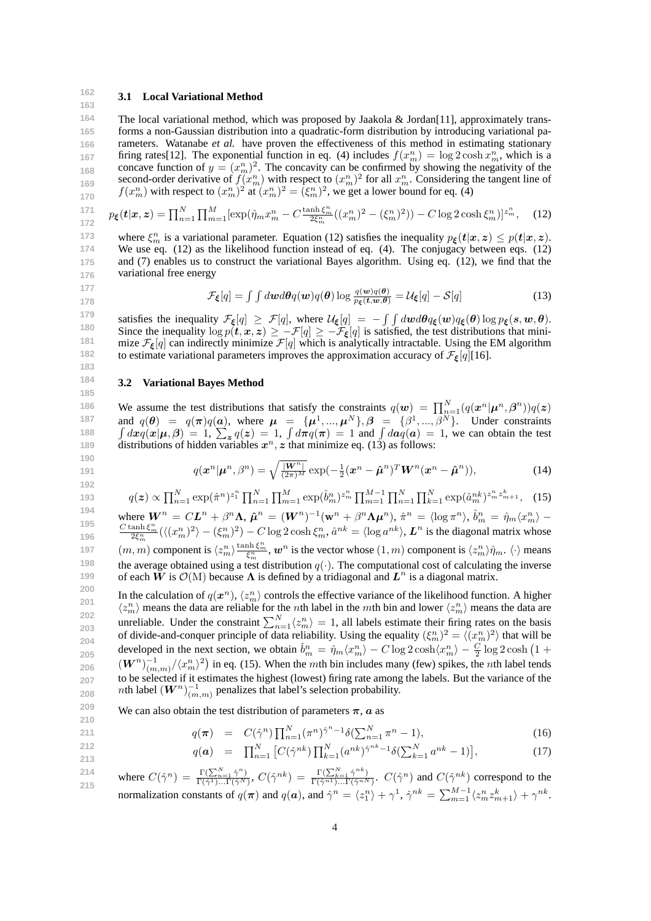### 3.1 Local Variational Method

The local variational method, which was proposed by Jaakola & Jordan[11], approximately transforms a non-Gaussian distribution into a quadratic-form distribution by introducing variational parameters. Watanabe *et al.* have proven the effectiveness of this method in estimating stationary firing rates[12]. The exponential function in eq. (4) includes $f(x_m^n) = \log 2\cosh x_m^n$, which is a concave function of $y = (x_m^n)^2$. The concavity can be confirmed by showing the negativity of the second-order derivative of $f(x_m^n)$ with respect to $(x_m^n)^2$ for all $x_m^n$. Considering the tangent line of $f(x_m^n)$ with respect to $(x_m^n)^2$ at $(x_m^n)^2 = (\xi_m^n)^2$, we get a lower bound for eq. (4)

$$p_{\boldsymbol{\xi}}(\boldsymbol{t}|\boldsymbol{x},\boldsymbol{z}) = \prod_{n=1}^N \prod_{m=1}^M [\exp(\hat{\eta}_m x_m^n - C\frac{\tanh \xi_m^n}{2\xi_m^n}((x_m^n)^2 - (\xi_m^n)^2)) - C\log 2\cosh \xi_m^n)]^{z_m^n}, \quad (12)$$

where $\xi_m^n$ is a variational parameter. Equation (12) satisfies the inequality $p_{\boldsymbol{\xi}}(\boldsymbol{t}|\boldsymbol{x},\boldsymbol{z}) \le p(\boldsymbol{t}|\boldsymbol{x},\boldsymbol{z})$. We use eq. (12) as the likelihood function instead of eq. (4). The conjugacy between eqs. (12) and (7) enables us to construct the variational Bayes algorithm. Using eq. (12), we find that the variational free energy

$$\mathcal{F}_{\boldsymbol{\xi}}[q] = \int\int d\boldsymbol{w}d\boldsymbol{\theta} q(\boldsymbol{w})q(\boldsymbol{\theta})\log\frac{q(\boldsymbol{w})q(\boldsymbol{\theta})}{p_{\boldsymbol{\xi}}(\boldsymbol{t},\boldsymbol{w},\boldsymbol{\theta})} = \mathcal{U}_{\boldsymbol{\xi}}[q] - \mathcal{S}[q] \quad (13)$$

satisfies the inequality $\mathcal{F}_{\boldsymbol{\xi}}[q] \ge \mathcal{F}[q]$, where $\mathcal{U}_{\boldsymbol{\xi}}[q] = -\int\int d\boldsymbol{w}d\boldsymbol{\theta} q_{\boldsymbol{\xi}}(\boldsymbol{w})q_{\boldsymbol{\xi}}(\boldsymbol{\theta})\log p_{\boldsymbol{\xi}}(\boldsymbol{s},\boldsymbol{w},\boldsymbol{\theta})$. Since the inequality $\log p(\boldsymbol{t},\boldsymbol{x},\boldsymbol{z}) \ge -\mathcal{F}[q] \ge -\mathcal{F}_{\boldsymbol{\xi}}[q]$ is satisfied, the test distributions that minimize $\mathcal{F}_{\boldsymbol{\xi}}[q]$ can indirectly minimize $\mathcal{F}[q]$ which is analytically intractable. Using the EM algorithm to estimate variational parameters improves the approximation accuracy of $\mathcal{F}_{\boldsymbol{\xi}}[q]$[16].

### 3.2 Variational Bayes Method

We assume the test distributions that satisfy the constraints $q(\boldsymbol{w}) = \prod_{n=1}^N (q(\boldsymbol{x}^n|\boldsymbol{\mu}^n,\boldsymbol{\beta}^n))q(\boldsymbol{z})$ and $q(\boldsymbol{\theta}) = q(\boldsymbol{\pi})q(\boldsymbol{a})$, where $\boldsymbol{\mu} = \{\boldsymbol{\mu}^1,...,\boldsymbol{\mu}^N\}, \boldsymbol{\beta} = \{\beta^1,...,\beta^N\}$. Under constraints $\int d\boldsymbol{x}q(\boldsymbol{x}|\boldsymbol{\mu},\boldsymbol{\beta}) = 1$, $\sum_{\boldsymbol{z}} q(\boldsymbol{z}) = 1$, $\int d\boldsymbol{\pi}q(\boldsymbol{\pi}) = 1$ and $\int d\boldsymbol{a}q(\boldsymbol{a}) = 1$, we can obtain the test distributions of hidden variables $\boldsymbol{x}^n, \boldsymbol{z}$ that minimize eq. (13) as follows:

$$q(\boldsymbol{x}^n|\boldsymbol{\mu}^n,\beta^n) = \sqrt{\frac{|\boldsymbol{W}^n|}{(2\pi)^M}}\exp(-\frac{1}{2}(\boldsymbol{x}^n - \hat{\boldsymbol{\mu}}^n)^T\boldsymbol{W}^n(\boldsymbol{x}^n - \hat{\boldsymbol{\mu}}^n)), \quad (14)$$

$$q(\boldsymbol{z}) \propto \prod_{n=1}^N \exp(\hat{\pi}^n)^{z_1^n}\prod_{n=1}^N\prod_{m=1}^M \exp(\hat{b}_m^n)^{z_m^n}\prod_{m=1}^{M-1}\prod_{n=1}^N\prod_{k=1}^N \exp(\hat{a}_m^{nk})^{z_m^n z_{m+1}^k}, \quad (15)$$

where $\boldsymbol{W}^n = C\boldsymbol{L}^n + \beta^n\boldsymbol{\Lambda}$, $\hat{\boldsymbol{\mu}}^n = (\boldsymbol{W}^n)^{-1}(\mathbf{w}^n + \beta^n\boldsymbol{\Lambda}\boldsymbol{\mu}^n)$, $\hat{\pi}^n = \langle\log\pi^n\rangle$, $\hat{b}_m^n = \hat{\eta}_m\langle x_m^n\rangle - \frac{C\tanh\xi_m^n}{2\xi_m^n}(\langle(x_m^n)^2\rangle - (\xi_m^n)^2) - C\log 2\cosh\xi_m^n$, $\hat{a}^{nk} = \langle\log a^{nk}\rangle$, $\boldsymbol{L}^n$ is the diagonal matrix whose $(m,m)$ component is $\langle z_m^n\rangle\frac{\tanh\xi_m^n}{\xi_m^n}$, $\boldsymbol{w}^n$ is the vector whose $(1,m)$ component is $\langle z_m^n\rangle\hat{\eta}_m$. $\langle\cdot\rangle$ means the average obtained using a test distribution $q(\cdot)$. The computational cost of calculating the inverse of each $\boldsymbol{W}$ is $\mathcal{O}(\mathrm{M})$ because $\boldsymbol{\Lambda}$ is defined by a tridiagonal and $\boldsymbol{L}^n$ is a diagonal matrix.

In the calculation of $q(\boldsymbol{x}^n)$, $\langle z_m^n\rangle$ controls the effective variance of the likelihood function. A higher $\langle z_m^n\rangle$ means the data are reliable for the $n$th label in the $m$th bin and lower $\langle z_m^n\rangle$ means the data are unreliable. Under the constraint $\sum_{n=1}^N\langle z_m^n\rangle = 1$, all labels estimate their firing rates on the basis of divide-and-conquer principle of data reliability. Using the equality $(\xi_m^n)^2 = \langle(x_m^n)^2\rangle$ that will be developed in the next section, we obtain $\hat{b}_m^n = \hat{\eta}_m\langle x_m^n\rangle - C\log 2\cosh\langle x_m^n\rangle - \frac{C}{2}\log 2\cosh\left(1 + (\boldsymbol{W}^n)^{-1}_{(m,m)}/\langle x_m^n\rangle^2\right)$ in eq. (15). When the $m$th bin includes many (few) spikes, the $n$th label tends to be selected if it estimates the highest (lowest) firing rate among the labels. But the variance of the $n$th label $(\boldsymbol{W}^n)^{-1}_{(m,m)}$ penalizes that label's selection probability.

We can also obtain the test distribution of parameters $\boldsymbol{\pi}$, $\boldsymbol{a}$ as

$$q(\boldsymbol{\pi}) = C(\hat{\gamma}^n)\prod_{n=1}^N(\pi^n)^{\hat{\gamma}^n-1}\delta(\textstyle\sum_{n=1}^N\pi^n - 1), \quad (16)$$

$$q(\boldsymbol{a}) = \prod_{n=1}^N\left[C(\hat{\gamma}^{nk})\prod_{k=1}^N(a^{nk})^{\hat{\gamma}^{nk}-1}\delta(\textstyle\sum_{k=1}^N a^{nk} - 1)\right], \quad (17)$$

where $C(\hat{\gamma}^n) = \frac{\Gamma(\sum_{n=1}^N\hat{\gamma}^n)}{\Gamma(\hat{\gamma}^1)...\Gamma(\hat{\gamma}^N)}$, $C(\hat{\gamma}^{nk}) = \frac{\Gamma(\sum_{k=1}^N\hat{\gamma}^{nk})}{\Gamma(\hat{\gamma}^{n1})...\Gamma(\hat{\gamma}^{nN})}$. $C(\hat{\gamma}^n)$ and $C(\hat{\gamma}^{nk})$ correspond to the normalization constants of $q(\boldsymbol{\pi})$ and $q(\boldsymbol{a})$, and $\hat{\gamma}^n = \langle z_1^n\rangle + \gamma^1$, $\hat{\gamma}^{nk} = \sum_{m=1}^{M-1}\langle z_m^n z_{m+1}^k\rangle + \gamma^{nk}$.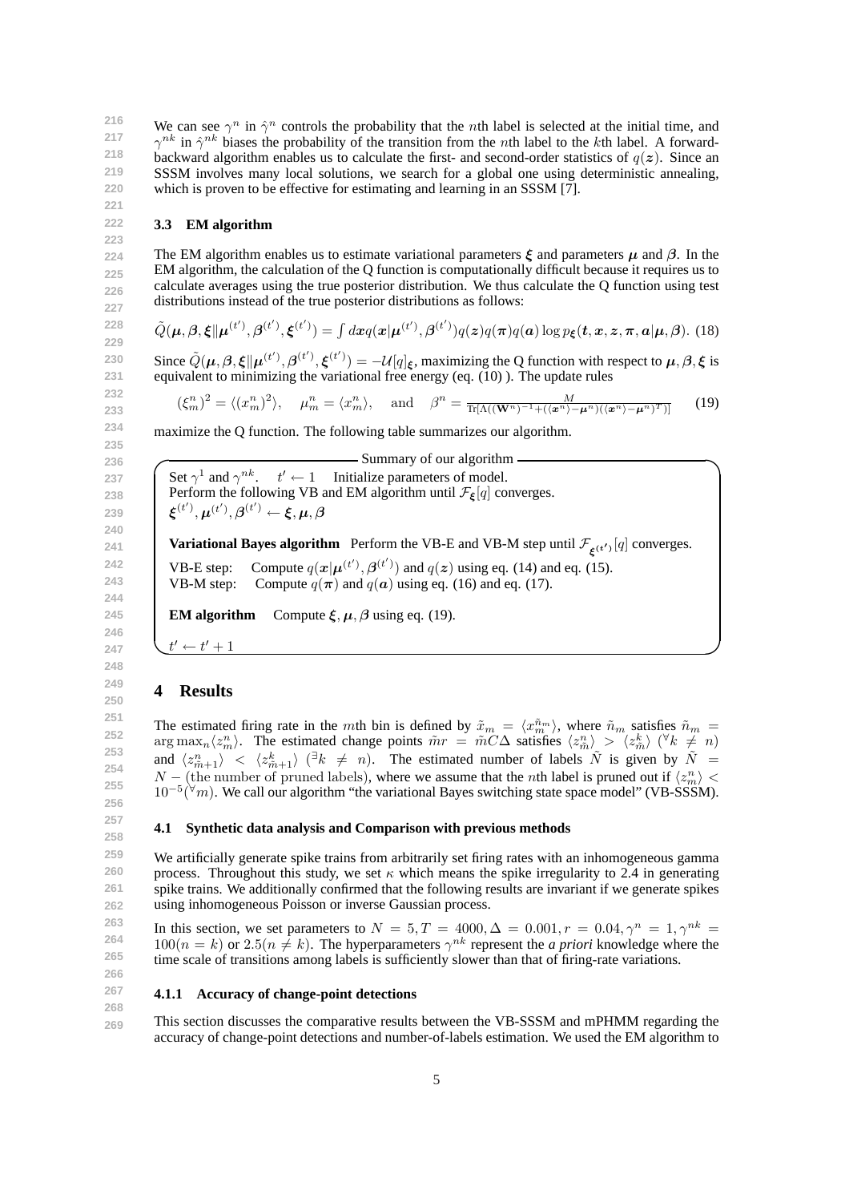We can see $\gamma^n$ in $\hat{\gamma}^n$ controls the probability that the $n$th label is selected at the initial time, and $\gamma^{nk}$ in $\hat{\gamma}^{nk}$ biases the probability of the transition from the $n$th label to the $k$th label. A forward-backward algorithm enables us to calculate the first- and second-order statistics of $q(\boldsymbol{z})$. Since an SSSM involves many local solutions, we search for a global one using deterministic annealing, which is proven to be effective for estimating and learning in an SSSM [7].

### 3.3 EM algorithm

The EM algorithm enables us to estimate variational parameters $\boldsymbol{\xi}$ and parameters $\boldsymbol{\mu}$ and $\boldsymbol{\beta}$. In the EM algorithm, the calculation of the Q function is computationally difficult because it requires us to calculate averages using the true posterior distribution. We thus calculate the Q function using test distributions instead of the true posterior distributions as follows:

$$\tilde{Q}(\boldsymbol{\mu}, \boldsymbol{\beta}, \boldsymbol{\xi} \| \boldsymbol{\mu}^{(t')}, \boldsymbol{\beta}^{(t')}, \boldsymbol{\xi}^{(t')}) = \int d\boldsymbol{x} q(\boldsymbol{x}|\boldsymbol{\mu}^{(t')}, \boldsymbol{\beta}^{(t')}) q(\boldsymbol{z}) q(\boldsymbol{\pi}) q(\boldsymbol{a}) \log p_{\boldsymbol{\xi}}(\boldsymbol{t}, \boldsymbol{x}, \boldsymbol{z}, \boldsymbol{\pi}, \boldsymbol{a}|\boldsymbol{\mu}, \boldsymbol{\beta}). \quad (18)$$

Since $\tilde{Q}(\boldsymbol{\mu}, \boldsymbol{\beta}, \boldsymbol{\xi} \| \boldsymbol{\mu}^{(t')}, \boldsymbol{\beta}^{(t')}, \boldsymbol{\xi}^{(t')}) = -\mathcal{U}[q]_{\boldsymbol{\xi}}$, maximizing the Q function with respect to $\boldsymbol{\mu}, \boldsymbol{\beta}, \boldsymbol{\xi}$ is equivalent to minimizing the variational free energy (eq. (10) ). The update rules

$$(\xi_m^n)^2 = \langle (x_m^n)^2 \rangle, \quad \mu_m^n = \langle x_m^n \rangle, \quad \text{and} \quad \beta^n = \frac{M}{\mathrm{Tr}[\Lambda((\mathbf{W}^n)^{-1} + (\langle \boldsymbol{x}^n \rangle - \boldsymbol{\mu}^n)(\langle \boldsymbol{x}^n \rangle - \boldsymbol{\mu}^n)^T)]} \quad (19)$$

maximize the Q function. The following table summarizes our algorithm.

**Summary of our algorithm**

Set $\gamma^1$ and $\gamma^{nk}$. $\quad t' \leftarrow 1 \quad$ Initialize parameters of model.
Perform the following VB and EM algorithm until $\mathcal{F}_{\boldsymbol{\xi}}[q]$ converges.
$\boldsymbol{\xi}^{(t')}, \boldsymbol{\mu}^{(t')}, \boldsymbol{\beta}^{(t')} \leftarrow \boldsymbol{\xi}, \boldsymbol{\mu}, \boldsymbol{\beta}$

**Variational Bayes algorithm** Perform the VB-E and VB-M step until $\mathcal{F}_{\boldsymbol{\xi}^{(t')}}[q]$ converges.

VB-E step: Compute $q(\boldsymbol{x}|\boldsymbol{\mu}^{(t')}, \boldsymbol{\beta}^{(t')})$ and $q(\boldsymbol{z})$ using eq. (14) and eq. (15).
VB-M step: Compute $q(\boldsymbol{\pi})$ and $q(\boldsymbol{a})$ using eq. (16) and eq. (17).

**EM algorithm** Compute $\boldsymbol{\xi}, \boldsymbol{\mu}, \boldsymbol{\beta}$ using eq. (19).

$t' \leftarrow t' + 1$

## 4 Results

The estimated firing rate in the $m$th bin is defined by $\tilde{x}_m = \langle x_m^{\tilde{n}_m} \rangle$, where $\tilde{n}_m$ satisfies $\tilde{n}_m = \arg\max_n \langle z_m^n \rangle$. The estimated change points $\tilde{m}r = \tilde{m}C\Delta$ satisfies $\langle z_{\tilde{m}}^n \rangle > \langle z_{\tilde{m}}^k \rangle$ ($^\forall k \neq n$) and $\langle z_{\tilde{m}+1}^n \rangle < \langle z_{\tilde{m}+1}^k \rangle$ ($^\exists k \neq n$). The estimated number of labels $\tilde{N}$ is given by $\tilde{N} = N -$ (the number of pruned labels), where we assume that the $n$th label is pruned out if $\langle z_m^n \rangle < 10^{-5}$($^\forall m$). We call our algorithm "the variational Bayes switching state space model" (VB-SSSM).

### 4.1 Synthetic data analysis and Comparison with previous methods

We artificially generate spike trains from arbitrarily set firing rates with an inhomogeneous gamma process. Throughout this study, we set $\kappa$ which means the spike irregularity to 2.4 in generating spike trains. We additionally confirmed that the following results are invariant if we generate spikes using inhomogeneous Poisson or inverse Gaussian process.

In this section, we set parameters to $N = 5, T = 4000, \Delta = 0.001, r = 0.04, \gamma^n = 1, \gamma^{nk} = 100 (n = k)$ or $2.5 (n \neq k)$. The hyperparameters $\gamma^{nk}$ represent the *a priori* knowledge where the time scale of transitions among labels is sufficiently slower than that of firing-rate variations.

#### 4.1.1 Accuracy of change-point detections

This section discusses the comparative results between the VB-SSSM and mPHMM regarding the accuracy of change-point detections and number-of-labels estimation. We used the EM algorithm to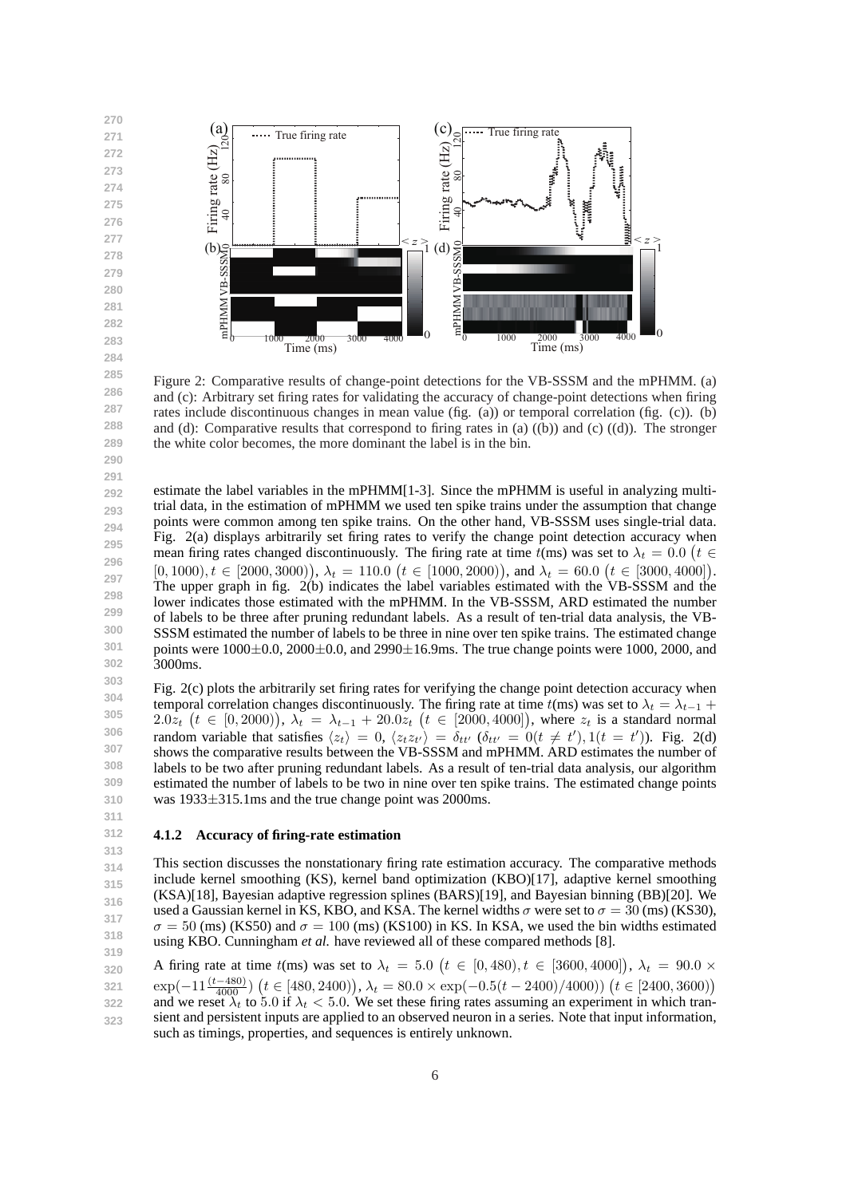Figure 2: Comparative results of change-point detections for the VB-SSSM and the mPHMM. (a) and (c): Arbitrary set firing rates for validating the accuracy of change-point detections when firing rates include discontinuous changes in mean value (fig. (a)) or temporal correlation (fig. (c)). (b) and (d): Comparative results that correspond to firing rates in (a) ((b)) and (c) ((d)). The stronger the white color becomes, the more dominant the label is in the bin.

estimate the label variables in the mPHMM[1-3]. Since the mPHMM is useful in analyzing multi-trial data, in the estimation of mPHMM we used ten spike trains under the assumption that change points were common among ten spike trains. On the other hand, VB-SSSM uses single-trial data. Fig. 2(a) displays arbitrarily set firing rates to verify the change point detection accuracy when mean firing rates changed discontinuously. The firing rate at time $t$(ms) was set to $\lambda_t = 0.0$ $\left(t \in [0, 1000), t \in [2000, 3000)\right)$, $\lambda_t = 110.0$ $\left(t \in [1000, 2000)\right)$, and $\lambda_t = 60.0$ $\left(t \in [3000, 4000]\right)$. The upper graph in fig. 2(b) indicates the label variables estimated with the VB-SSSM and the lower indicates those estimated with the mPHMM. In the VB-SSSM, ARD estimated the number of labels to be three after pruning redundant labels. As a result of ten-trial data analysis, the VB-SSSM estimated the number of labels to be three in nine over ten spike trains. The estimated change points were $1000\pm0.0$, $2000\pm0.0$, and $2990\pm16.9$ms. The true change points were 1000, 2000, and 3000ms.

Fig. 2(c) plots the arbitrarily set firing rates for verifying the change point detection accuracy when temporal correlation changes discontinuously. The firing rate at time $t$(ms) was set to $\lambda_t = \lambda_{t-1} + 2.0z_t$ $\left(t \in [0, 2000)\right)$, $\lambda_t = \lambda_{t-1} + 20.0z_t$ $\left(t \in [2000, 4000]\right)$, where $z_t$ is a standard normal random variable that satisfies $\langle z_t \rangle = 0$, $\langle z_t z_{t'} \rangle = \delta_{tt'}$ ($\delta_{tt'} = 0 (t \neq t'), 1 (t = t')$). Fig. 2(d) shows the comparative results between the VB-SSSM and mPHMM. ARD estimates the number of labels to be two after pruning redundant labels. As a result of ten-trial data analysis, our algorithm estimated the number of labels to be two in nine over ten spike trains. The estimated change points was $1933\pm315.1$ms and the true change point was 2000ms.

#### 4.1.2 Accuracy of firing-rate estimation

This section discusses the nonstationary firing rate estimation accuracy. The comparative methods include kernel smoothing (KS), kernel band optimization (KBO)[17], adaptive kernel smoothing (KSA)[18], Bayesian adaptive regression splines (BARS)[19], and Bayesian binning (BB)[20]. We used a Gaussian kernel in KS, KBO, and KSA. The kernel widths $\sigma$ were set to $\sigma = 30$ (ms) (KS30), $\sigma = 50$ (ms) (KS50) and $\sigma = 100$ (ms) (KS100) in KS. In KSA, we used the bin widths estimated using KBO. Cunningham *et al.* have reviewed all of these compared methods [8].

A firing rate at time $t$(ms) was set to $\lambda_t = 5.0$ $\left(t \in [0, 480), t \in [3600, 4000]\right)$, $\lambda_t = 90.0 \times \exp(-11\frac{(t-480)}{4000})$ $\left(t \in [480, 2400)\right)$, $\lambda_t = 80.0 \times \exp(-0.5(t-2400)/4000))$ $\left(t \in [2400, 3600)\right)$ and we reset $\lambda_t$ to 5.0 if $\lambda_t < 5.0$. We set these firing rates assuming an experiment in which transient and persistent inputs are applied to an observed neuron in a series. Note that input information, such as timings, properties, and sequences is entirely unknown.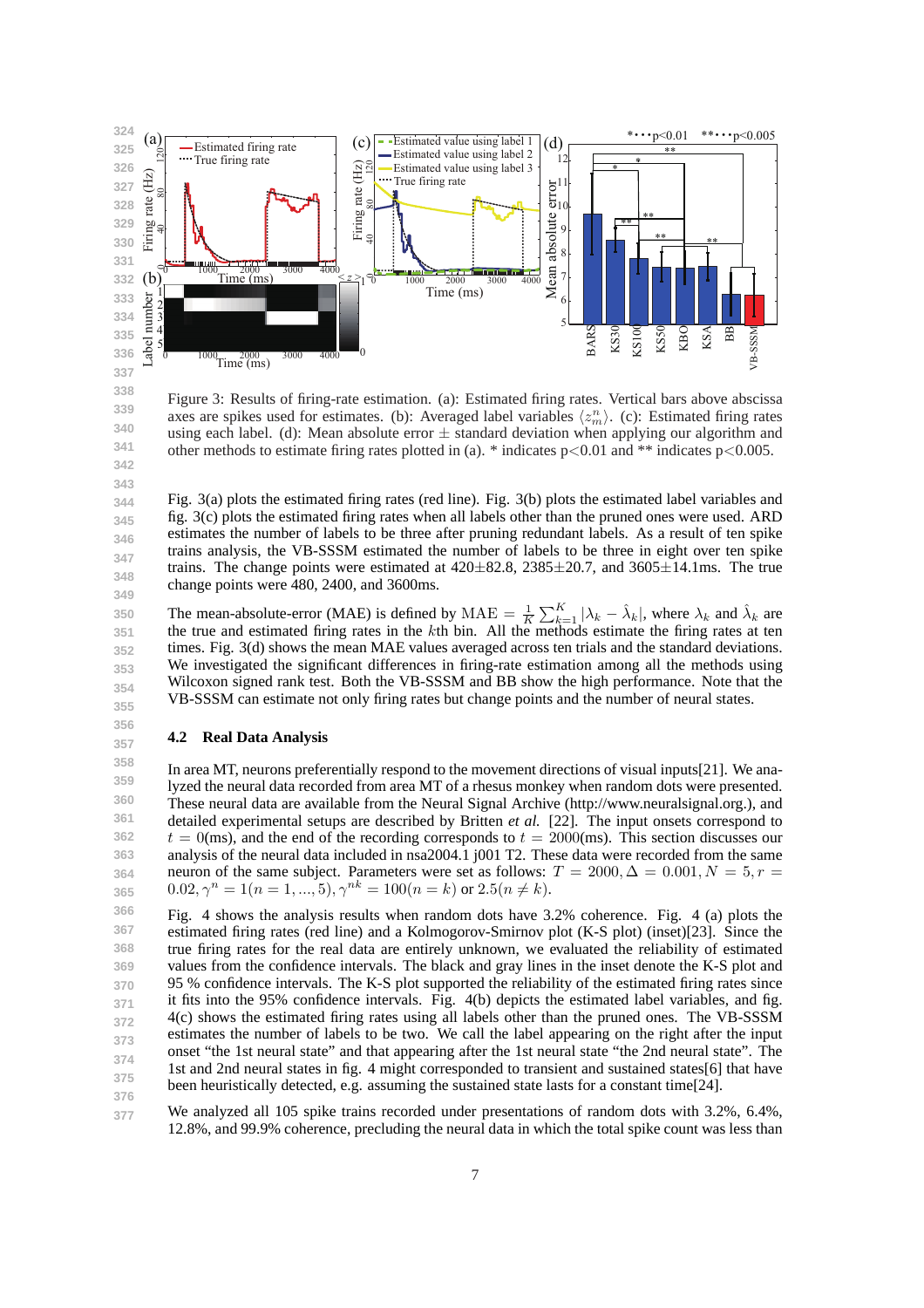Figure 3: Results of firing-rate estimation. (a): Estimated firing rates. Vertical bars above abscissa axes are spikes used for estimates. (b): Averaged label variables $\langle z_m^n \rangle$. (c): Estimated firing rates using each label. (d): Mean absolute error ± standard deviation when applying our algorithm and other methods to estimate firing rates plotted in (a). * indicates p<0.01 and ** indicates p<0.005.

Fig. 3(a) plots the estimated firing rates (red line). Fig. 3(b) plots the estimated label variables and fig. 3(c) plots the estimated firing rates when all labels other than the pruned ones were used. ARD estimates the number of labels to be three after pruning redundant labels. As a result of ten spike trains analysis, the VB-SSSM estimated the number of labels to be three in eight over ten spike trains. The change points were estimated at 420±82.8, 2385±20.7, and 3605±14.1ms. The true change points were 480, 2400, and 3600ms.

The mean-absolute-error (MAE) is defined by $\text{MAE} = \frac{1}{K}\sum_{k=1}^{K} |\lambda_k - \hat{\lambda}_k|$, where $\lambda_k$ and $\hat{\lambda}_k$ are the true and estimated firing rates in the $k$th bin. All the methods estimate the firing rates at ten times. Fig. 3(d) shows the mean MAE values averaged across ten trials and the standard deviations. We investigated the significant differences in firing-rate estimation among all the methods using Wilcoxon signed rank test. Both the VB-SSSM and BB show the high performance. Note that the VB-SSSM can estimate not only firing rates but change points and the number of neural states.

### 4.2 Real Data Analysis

In area MT, neurons preferentially respond to the movement directions of visual inputs[21]. We analyzed the neural data recorded from area MT of a rhesus monkey when random dots were presented. These neural data are available from the Neural Signal Archive (http://www.neuralsignal.org.), and detailed experimental setups are described by Britten *et al.* [22]. The input onsets correspond to $t = 0$(ms), and the end of the recording corresponds to $t = 2000$(ms). This section discusses our analysis of the neural data included in nsa2004.1 j001 T2. These data were recorded from the same neuron of the same subject. Parameters were set as follows: $T = 2000, \Delta = 0.001, N = 5, r = 0.02, \gamma^n = 1 (n = 1, ..., 5), \gamma^{nk} = 100 (n = k)$ or $2.5 (n \neq k)$.

Fig. 4 shows the analysis results when random dots have 3.2% coherence. Fig. 4 (a) plots the estimated firing rates (red line) and a Kolmogorov-Smirnov plot (K-S plot) (inset)[23]. Since the true firing rates for the real data are entirely unknown, we evaluated the reliability of estimated values from the confidence intervals. The black and gray lines in the inset denote the K-S plot and 95 % confidence intervals. The K-S plot supported the reliability of the estimated firing rates since it fits into the 95% confidence intervals. Fig. 4(b) depicts the estimated label variables, and fig. 4(c) shows the estimated firing rates using all labels other than the pruned ones. The VB-SSSM estimates the number of labels to be two. We call the label appearing on the right after the input onset "the 1st neural state" and that appearing after the 1st neural state "the 2nd neural state". The 1st and 2nd neural states in fig. 4 might corresponded to transient and sustained states[6] that have been heuristically detected, e.g. assuming the sustained state lasts for a constant time[24].

We analyzed all 105 spike trains recorded under presentations of random dots with 3.2%, 6.4%, 12.8%, and 99.9% coherence, precluding the neural data in which the total spike count was less than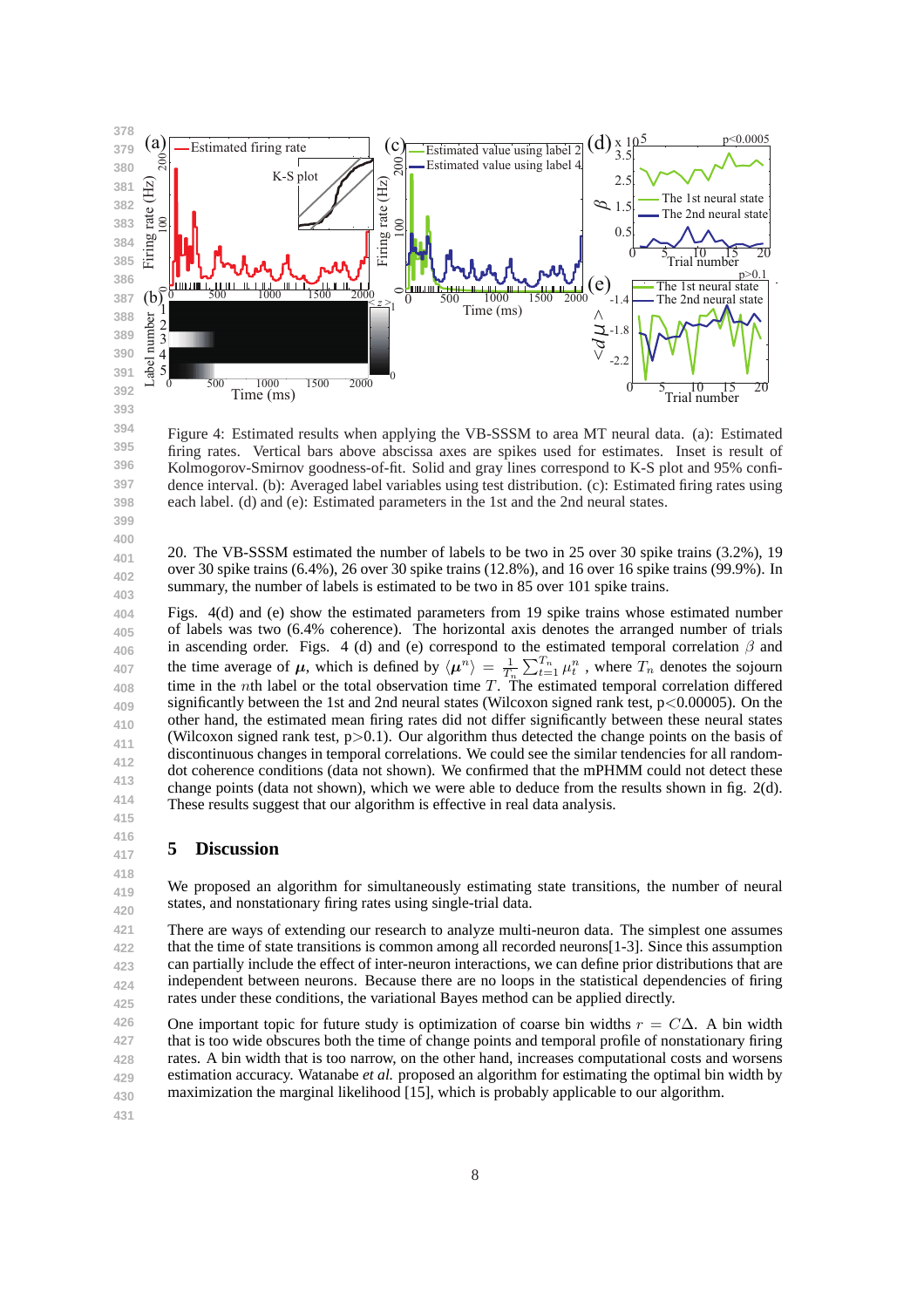Figure 4: Estimated results when applying the VB-SSSM to area MT neural data. (a): Estimated firing rates. Vertical bars above abscissa axes are spikes used for estimates. Inset is result of Kolmogorov-Smirnov goodness-of-fit. Solid and gray lines correspond to K-S plot and 95% confidence interval. (b): Averaged label variables using test distribution. (c): Estimated firing rates using each label. (d) and (e): Estimated parameters in the 1st and the 2nd neural states.

20. The VB-SSSM estimated the number of labels to be two in 25 over 30 spike trains (3.2%), 19 over 30 spike trains (6.4%), 26 over 30 spike trains (12.8%), and 16 over 16 spike trains (99.9%). In summary, the number of labels is estimated to be two in 85 over 101 spike trains.

Figs. 4(d) and (e) show the estimated parameters from 19 spike trains whose estimated number of labels was two (6.4% coherence). The horizontal axis denotes the arranged number of trials in ascending order. Figs. 4 (d) and (e) correspond to the estimated temporal correlation $\beta$ and the time average of $\boldsymbol{\mu}$, which is defined by $\langle \boldsymbol{\mu}^n \rangle = \frac{1}{T_n} \sum_{t=1}^{T_n} \mu_t^n$ , where $T_n$ denotes the sojourn time in the $n$th label or the total observation time $T$. The estimated temporal correlation differed significantly between the 1st and 2nd neural states (Wilcoxon signed rank test, $p<0.00005$). On the other hand, the estimated mean firing rates did not differ significantly between these neural states (Wilcoxon signed rank test, $p>0.1$). Our algorithm thus detected the change points on the basis of discontinuous changes in temporal correlations. We could see the similar tendencies for all random-dot coherence conditions (data not shown). We confirmed that the mPHMM could not detect these change points (data not shown), which we were able to deduce from the results shown in fig. 2(d). These results suggest that our algorithm is effective in real data analysis.

## 5 Discussion

We proposed an algorithm for simultaneously estimating state transitions, the number of neural states, and nonstationary firing rates using single-trial data.

There are ways of extending our research to analyze multi-neuron data. The simplest one assumes that the time of state transitions is common among all recorded neurons[1-3]. Since this assumption can partially include the effect of inter-neuron interactions, we can define prior distributions that are independent between neurons. Because there are no loops in the statistical dependencies of firing rates under these conditions, the variational Bayes method can be applied directly.

One important topic for future study is optimization of coarse bin widths $r = C\Delta$. A bin width that is too wide obscures both the time of change points and temporal profile of nonstationary firing rates. A bin width that is too narrow, on the other hand, increases computational costs and worsens estimation accuracy. Watanabe *et al.* proposed an algorithm for estimating the optimal bin width by maximization the marginal likelihood [15], which is probably applicable to our algorithm.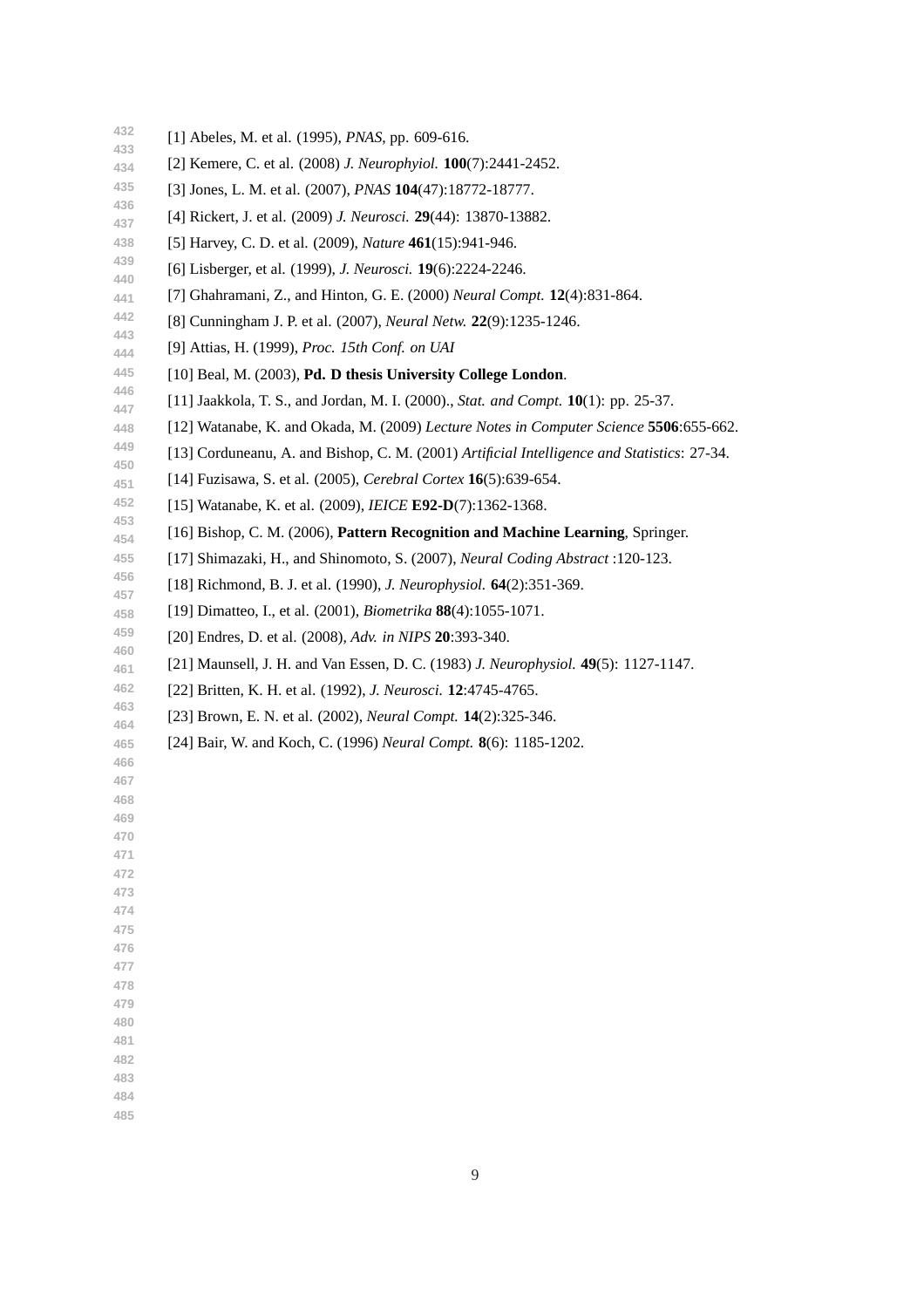[1] Abeles, M. et al. (1995), *PNAS*, pp. 609-616.

[2] Kemere, C. et al. (2008) *J. Neurophyiol.* **100**(7):2441-2452.

[3] Jones, L. M. et al. (2007), *PNAS* **104**(47):18772-18777.

[4] Rickert, J. et al. (2009) *J. Neurosci.* **29**(44): 13870-13882.

[5] Harvey, C. D. et al. (2009), *Nature* **461**(15):941-946.

[6] Lisberger, et al. (1999), *J. Neurosci.* **19**(6):2224-2246.

[7] Ghahramani, Z., and Hinton, G. E. (2000) *Neural Compt.* **12**(4):831-864.

[8] Cunningham J. P. et al. (2007), *Neural Netw.* **22**(9):1235-1246.

[9] Attias, H. (1999), *Proc. 15th Conf. on UAI*

[10] Beal, M. (2003), **Pd. D thesis University College London**.

[11] Jaakkola, T. S., and Jordan, M. I. (2000)., *Stat. and Compt.* **10**(1): pp. 25-37.

[12] Watanabe, K. and Okada, M. (2009) *Lecture Notes in Computer Science* **5506**:655-662.

[13] Corduneanu, A. and Bishop, C. M. (2001) *Artificial Intelligence and Statistics*: 27-34.

[14] Fuzisawa, S. et al. (2005), *Cerebral Cortex* **16**(5):639-654.

[15] Watanabe, K. et al. (2009), *IEICE* **E92-D**(7):1362-1368.

[16] Bishop, C. M. (2006), **Pattern Recognition and Machine Learning**, Springer.

[17] Shimazaki, H., and Shinomoto, S. (2007), *Neural Coding Abstract* :120-123.

[18] Richmond, B. J. et al. (1990), *J. Neurophysiol.* **64**(2):351-369.

[19] Dimatteo, I., et al. (2001), *Biometrika* **88**(4):1055-1071.

[20] Endres, D. et al. (2008), *Adv. in NIPS* **20**:393-340.

[21] Maunsell, J. H. and Van Essen, D. C. (1983) *J. Neurophysiol.* **49**(5): 1127-1147.

[22] Britten, K. H. et al. (1992), *J. Neurosci.* **12**:4745-4765.

[23] Brown, E. N. et al. (2002), *Neural Compt.* **14**(2):325-346.

[24] Bair, W. and Koch, C. (1996) *Neural Compt.* **8**(6): 1185-1202.